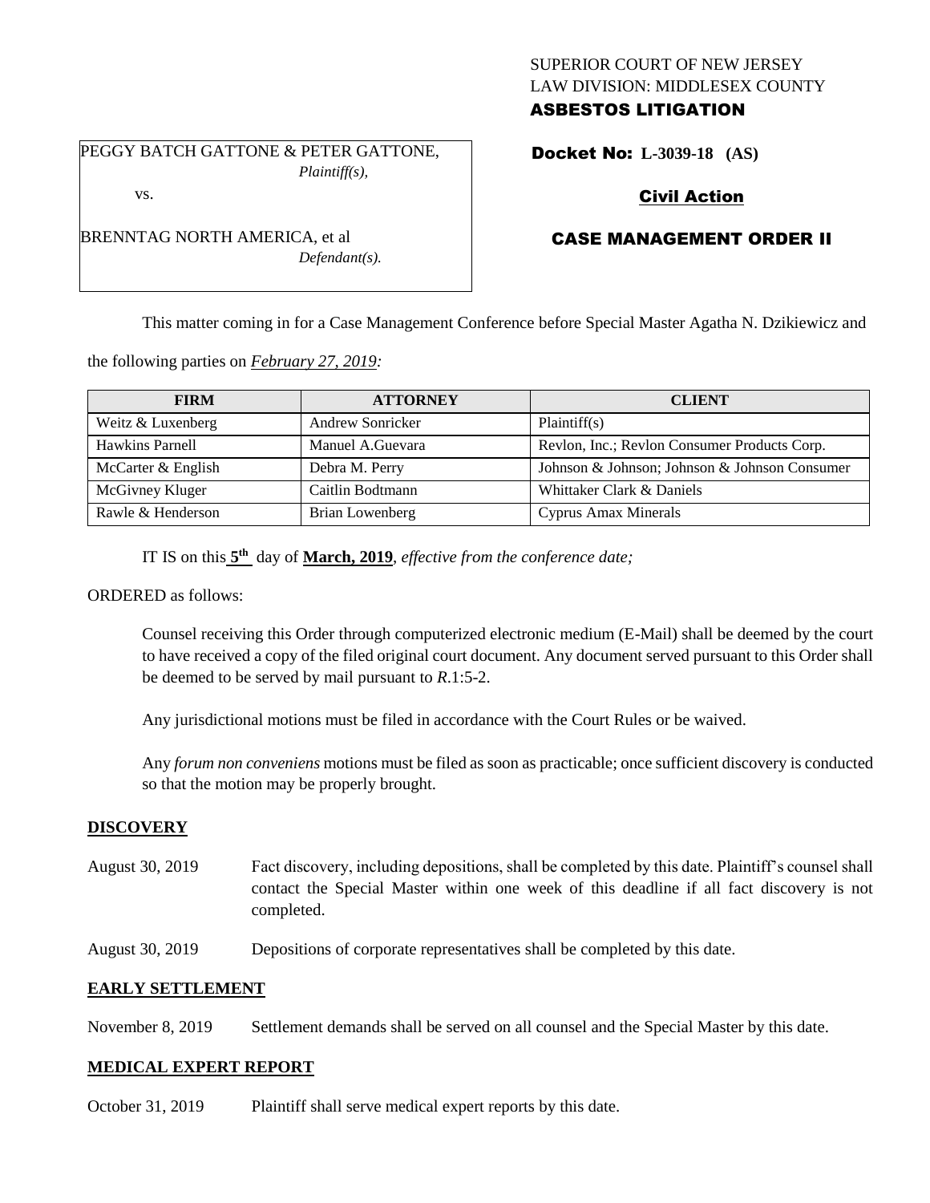SUPERIOR COURT OF NEW JERSEY
LAW DIVISION: MIDDLESEX COUNTY
**ASBESTOS LITIGATION**

PEGGY BATCH GATTONE & PETER GATTONE,
*Plaintiff(s),*

vs.

BRENNTAG NORTH AMERICA, et al
*Defendant(s).*

**Docket No: L-3039-18 (AS)**

**Civil Action**

**CASE MANAGEMENT ORDER II**

This matter coming in for a Case Management Conference before Special Master Agatha N. Dzikiewicz and the following parties on *February 27, 2019:*

| FIRM | ATTORNEY | CLIENT |
| --- | --- | --- |
| Weitz & Luxenberg | Andrew Sonricker | Plaintiff(s) |
| Hawkins Parnell | Manuel A.Guevara | Revlon, Inc.; Revlon Consumer Products Corp. |
| McCarter & English | Debra M. Perry | Johnson & Johnson; Johnson & Johnson Consumer |
| McGivney Kluger | Caitlin Bodtmann | Whittaker Clark & Daniels |
| Rawle & Henderson | Brian Lowenberg | Cyprus Amax Minerals |

IT IS on this **5th** day of **March, 2019**, *effective from the conference date;*

ORDERED as follows:

Counsel receiving this Order through computerized electronic medium (E-Mail) shall be deemed by the court to have received a copy of the filed original court document. Any document served pursuant to this Order shall be deemed to be served by mail pursuant to *R*.1:5-2.

Any jurisdictional motions must be filed in accordance with the Court Rules or be waived.

Any *forum non conveniens* motions must be filed as soon as practicable; once sufficient discovery is conducted so that the motion may be properly brought.

## DISCOVERY

August 30, 2019 Fact discovery, including depositions, shall be completed by this date. Plaintiff's counsel shall contact the Special Master within one week of this deadline if all fact discovery is not completed.

August 30, 2019 Depositions of corporate representatives shall be completed by this date.

## EARLY SETTLEMENT

November 8, 2019 Settlement demands shall be served on all counsel and the Special Master by this date.

## MEDICAL EXPERT REPORT

October 31, 2019 Plaintiff shall serve medical expert reports by this date.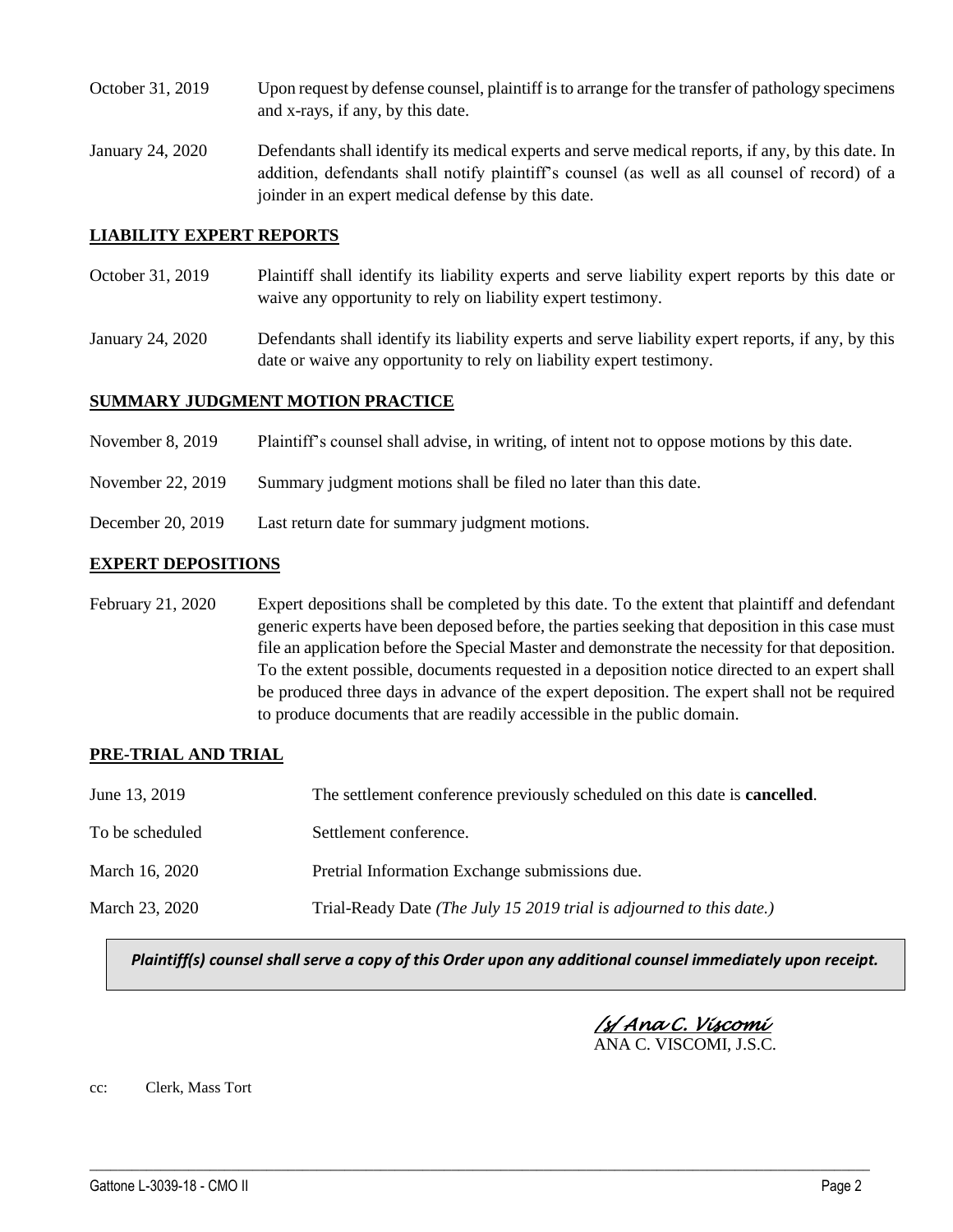| | |
|---|---|
| October 31, 2019 | Upon request by defense counsel, plaintiff is to arrange for the transfer of pathology specimens and x-rays, if any, by this date. |
| January 24, 2020 | Defendants shall identify its medical experts and serve medical reports, if any, by this date. In addition, defendants shall notify plaintiff's counsel (as well as all counsel of record) of a joinder in an expert medical defense by this date. |

## LIABILITY EXPERT REPORTS

| | |
|---|---|
| October 31, 2019 | Plaintiff shall identify its liability experts and serve liability expert reports by this date or waive any opportunity to rely on liability expert testimony. |
| January 24, 2020 | Defendants shall identify its liability experts and serve liability expert reports, if any, by this date or waive any opportunity to rely on liability expert testimony. |

## SUMMARY JUDGMENT MOTION PRACTICE

| | |
|---|---|
| November 8, 2019 | Plaintiff's counsel shall advise, in writing, of intent not to oppose motions by this date. |
| November 22, 2019 | Summary judgment motions shall be filed no later than this date. |
| December 20, 2019 | Last return date for summary judgment motions. |

## EXPERT DEPOSITIONS

| | |
|---|---|
| February 21, 2020 | Expert depositions shall be completed by this date. To the extent that plaintiff and defendant generic experts have been deposed before, the parties seeking that deposition in this case must file an application before the Special Master and demonstrate the necessity for that deposition. To the extent possible, documents requested in a deposition notice directed to an expert shall be produced three days in advance of the expert deposition. The expert shall not be required to produce documents that are readily accessible in the public domain. |

## PRE-TRIAL AND TRIAL

| | |
|---|---|
| June 13, 2019 | The settlement conference previously scheduled on this date is **cancelled**. |
| To be scheduled | Settlement conference. |
| March 16, 2020 | Pretrial Information Exchange submissions due. |
| March 23, 2020 | Trial-Ready Date *(The July 15 2019 trial is adjourned to this date.)* |

***Plaintiff(s) counsel shall serve a copy of this Order upon any additional counsel immediately upon receipt.***

*/s/ Ana C. Viscomi*
ANA C. VISCOMI, J.S.C.

cc: Clerk, Mass Tort